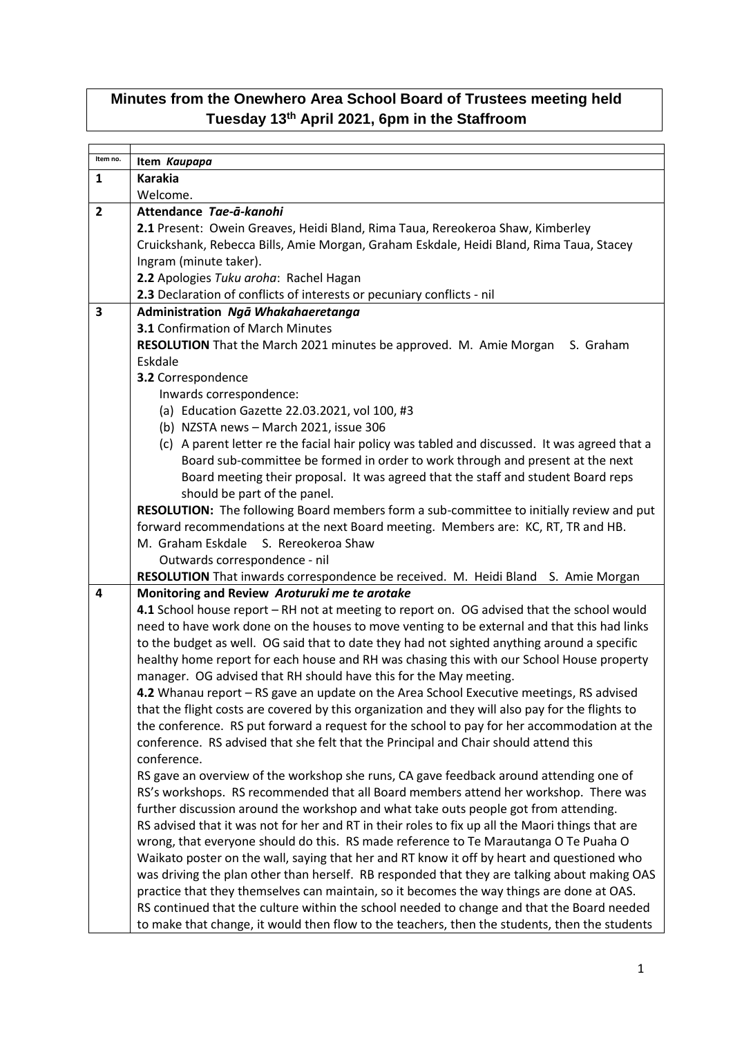# Minutes from the Onewhero Area School Board of Trustees meeting held Tuesday 13th April 2021, 6pm in the Staffroom

| Item no. | Item *Kaupapa* |
|---|---|
| **1** | **Karakia**<br>Welcome. |
| **2** | **Attendance** ***Tae-ā-kanohi***<br>**2.1** Present: Owein Greaves, Heidi Bland, Rima Taua, Rereokeroa Shaw, Kimberley Cruickshank, Rebecca Bills, Amie Morgan, Graham Eskdale, Heidi Bland, Rima Taua, Stacey Ingram (minute taker).<br>**2.2** Apologies *Tuku aroha*: Rachel Hagan<br>**2.3** Declaration of conflicts of interests or pecuniary conflicts - nil |
| **3** | **Administration** ***Ngā Whakahaeretanga***<br>**3.1** Confirmation of March Minutes<br>**RESOLUTION** That the March 2021 minutes be approved. M. Amie Morgan S. Graham Eskdale<br>**3.2** Correspondence<br>Inwards correspondence:<br>(a) Education Gazette 22.03.2021, vol 100, #3<br>(b) NZSTA news – March 2021, issue 306<br>(c) A parent letter re the facial hair policy was tabled and discussed. It was agreed that a Board sub-committee be formed in order to work through and present at the next Board meeting their proposal. It was agreed that the staff and student Board reps should be part of the panel.<br>**RESOLUTION:** The following Board members form a sub-committee to initially review and put forward recommendations at the next Board meeting. Members are: KC, RT, TR and HB.<br>M. Graham Eskdale S. Rereokeroa Shaw<br>Outwards correspondence - nil<br>**RESOLUTION** That inwards correspondence be received. M. Heidi Bland S. Amie Morgan |
| **4** | **Monitoring and Review** ***Aroturuki me te arotake***<br>**4.1** School house report – RH not at meeting to report on. OG advised that the school would need to have work done on the houses to move venting to be external and that this had links to the budget as well. OG said that to date they had not sighted anything around a specific healthy home report for each house and RH was chasing this with our School House property manager. OG advised that RH should have this for the May meeting.<br>**4.2** Whanau report – RS gave an update on the Area School Executive meetings, RS advised that the flight costs are covered by this organization and they will also pay for the flights to the conference. RS put forward a request for the school to pay for her accommodation at the conference. RS advised that she felt that the Principal and Chair should attend this conference.<br>RS gave an overview of the workshop she runs, CA gave feedback around attending one of RS's workshops. RS recommended that all Board members attend her workshop. There was further discussion around the workshop and what take outs people got from attending.<br>RS advised that it was not for her and RT in their roles to fix up all the Maori things that are wrong, that everyone should do this. RS made reference to Te Marautanga O Te Puaha O Waikato poster on the wall, saying that her and RT know it off by heart and questioned who was driving the plan other than herself. RB responded that they are talking about making OAS practice that they themselves can maintain, so it becomes the way things are done at OAS.<br>RS continued that the culture within the school needed to change and that the Board needed to make that change, it would then flow to the teachers, then the students, then the students |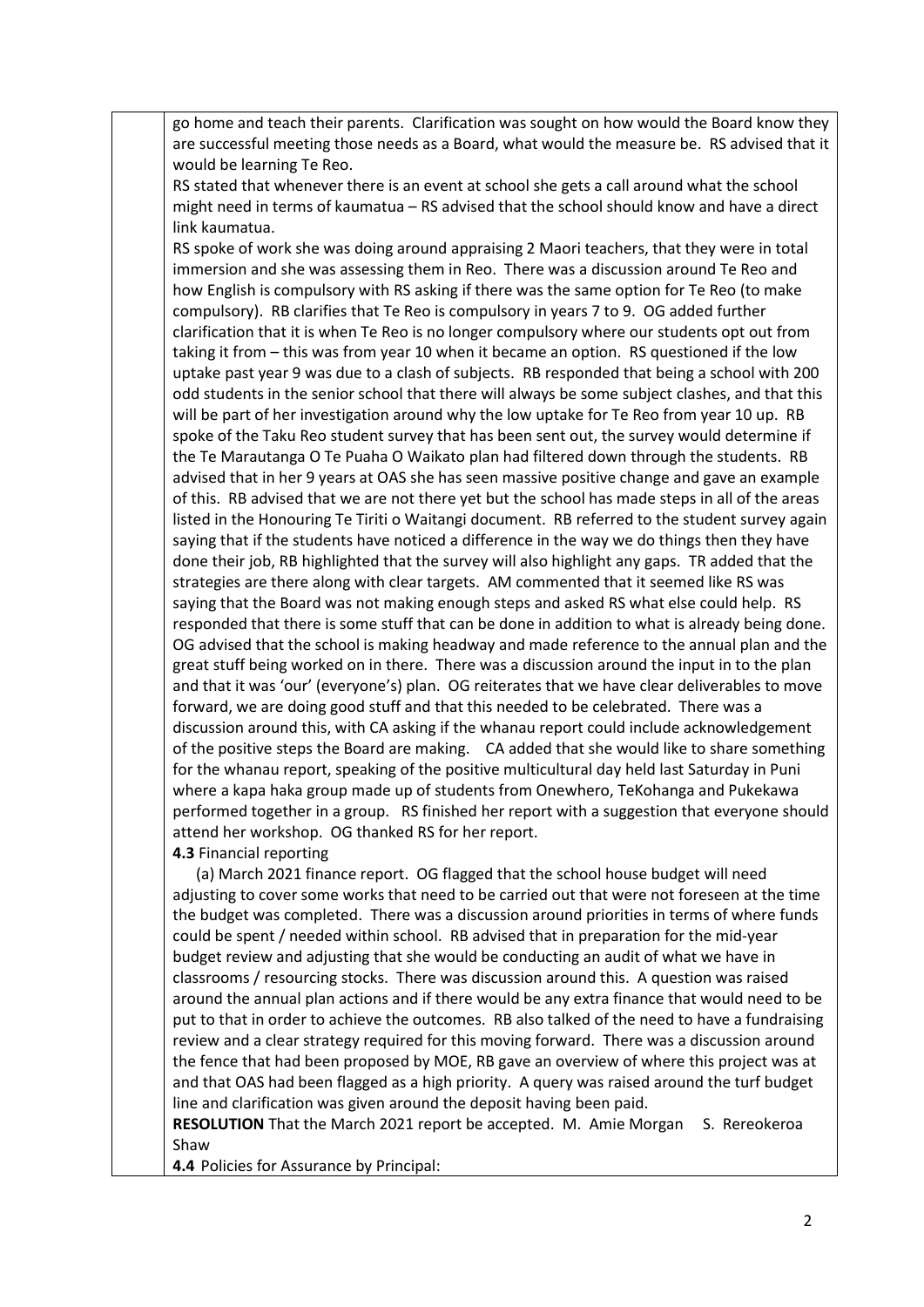go home and teach their parents. Clarification was sought on how would the Board know they are successful meeting those needs as a Board, what would the measure be. RS advised that it would be learning Te Reo.

RS stated that whenever there is an event at school she gets a call around what the school might need in terms of kaumatua – RS advised that the school should know and have a direct link kaumatua.

RS spoke of work she was doing around appraising 2 Maori teachers, that they were in total immersion and she was assessing them in Reo. There was a discussion around Te Reo and how English is compulsory with RS asking if there was the same option for Te Reo (to make compulsory). RB clarifies that Te Reo is compulsory in years 7 to 9. OG added further clarification that it is when Te Reo is no longer compulsory where our students opt out from taking it from – this was from year 10 when it became an option. RS questioned if the low uptake past year 9 was due to a clash of subjects. RB responded that being a school with 200 odd students in the senior school that there will always be some subject clashes, and that this will be part of her investigation around why the low uptake for Te Reo from year 10 up. RB spoke of the Taku Reo student survey that has been sent out, the survey would determine if the Te Marautanga O Te Puaha O Waikato plan had filtered down through the students. RB advised that in her 9 years at OAS she has seen massive positive change and gave an example of this. RB advised that we are not there yet but the school has made steps in all of the areas listed in the Honouring Te Tiriti o Waitangi document. RB referred to the student survey again saying that if the students have noticed a difference in the way we do things then they have done their job, RB highlighted that the survey will also highlight any gaps. TR added that the strategies are there along with clear targets. AM commented that it seemed like RS was saying that the Board was not making enough steps and asked RS what else could help. RS responded that there is some stuff that can be done in addition to what is already being done. OG advised that the school is making headway and made reference to the annual plan and the great stuff being worked on in there. There was a discussion around the input in to the plan and that it was 'our' (everyone's) plan. OG reiterates that we have clear deliverables to move forward, we are doing good stuff and that this needed to be celebrated. There was a discussion around this, with CA asking if the whanau report could include acknowledgement of the positive steps the Board are making. CA added that she would like to share something for the whanau report, speaking of the positive multicultural day held last Saturday in Puni where a kapa haka group made up of students from Onewhero, TeKohanga and Pukekawa performed together in a group. RS finished her report with a suggestion that everyone should attend her workshop. OG thanked RS for her report.

**4.3** Financial reporting

(a) March 2021 finance report. OG flagged that the school house budget will need adjusting to cover some works that need to be carried out that were not foreseen at the time the budget was completed. There was a discussion around priorities in terms of where funds could be spent / needed within school. RB advised that in preparation for the mid-year budget review and adjusting that she would be conducting an audit of what we have in classrooms / resourcing stocks. There was discussion around this. A question was raised around the annual plan actions and if there would be any extra finance that would need to be put to that in order to achieve the outcomes. RB also talked of the need to have a fundraising review and a clear strategy required for this moving forward. There was a discussion around the fence that had been proposed by MOE, RB gave an overview of where this project was at and that OAS had been flagged as a high priority. A query was raised around the turf budget line and clarification was given around the deposit having been paid.

**RESOLUTION** That the March 2021 report be accepted. M. Amie Morgan S. Rereokeroa Shaw

**4.4** Policies for Assurance by Principal: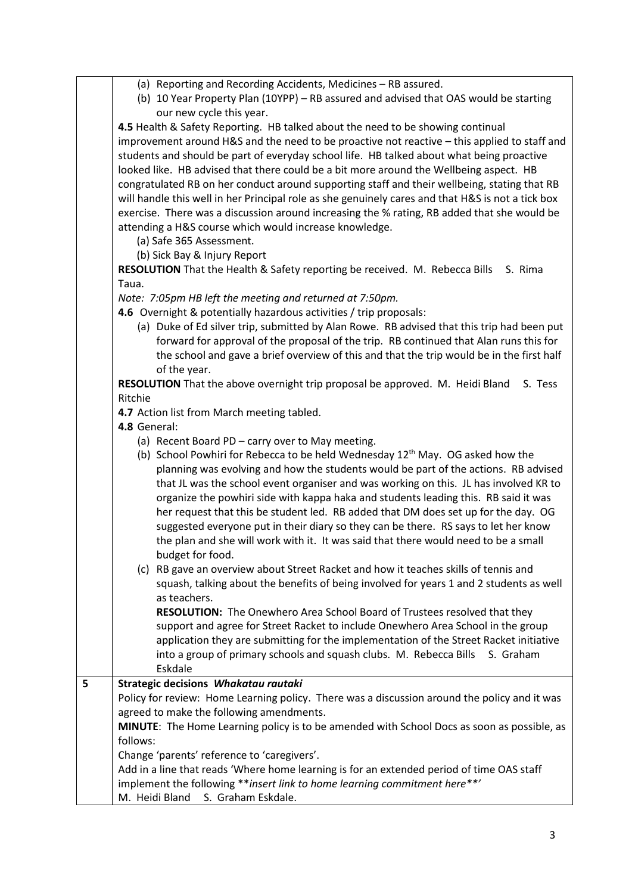|  |  |
|---|---|
|  | (a) Reporting and Recording Accidents, Medicines – RB assured.<br>(b) 10 Year Property Plan (10YPP) – RB assured and advised that OAS would be starting our new cycle this year.<br>**4.5** Health & Safety Reporting. HB talked about the need to be showing continual improvement around H&S and the need to be proactive not reactive – this applied to staff and students and should be part of everyday school life. HB talked about what being proactive looked like. HB advised that there could be a bit more around the Wellbeing aspect. HB congratulated RB on her conduct around supporting staff and their wellbeing, stating that RB will handle this well in her Principal role as she genuinely cares and that H&S is not a tick box exercise. There was a discussion around increasing the % rating, RB added that she would be attending a H&S course which would increase knowledge.<br>(a) Safe 365 Assessment.<br>(b) Sick Bay & Injury Report<br>**RESOLUTION** That the Health & Safety reporting be received. M. Rebecca Bills S. Rima Taua.<br>*Note: 7:05pm HB left the meeting and returned at 7:50pm.*<br>**4.6** Overnight & potentially hazardous activities / trip proposals:<br>(a) Duke of Ed silver trip, submitted by Alan Rowe. RB advised that this trip had been put forward for approval of the proposal of the trip. RB continued that Alan runs this for the school and gave a brief overview of this and that the trip would be in the first half of the year.<br>**RESOLUTION** That the above overnight trip proposal be approved. M. Heidi Bland S. Tess Ritchie<br>**4.7** Action list from March meeting tabled.<br>**4.8** General:<br>(a) Recent Board PD – carry over to May meeting.<br>(b) School Powhiri for Rebecca to be held Wednesday 12th May. OG asked how the planning was evolving and how the students would be part of the actions. RB advised that JL was the school event organiser and was working on this. JL has involved KR to organize the powhiri side with kappa haka and students leading this. RB said it was her request that this be student led. RB added that DM does set up for the day. OG suggested everyone put in their diary so they can be there. RS says to let her know the plan and she will work with it. It was said that there would need to be a small budget for food.<br>(c) RB gave an overview about Street Racket and how it teaches skills of tennis and squash, talking about the benefits of being involved for years 1 and 2 students as well as teachers.<br>**RESOLUTION:** The Onewhero Area School Board of Trustees resolved that they support and agree for Street Racket to include Onewhero Area School in the group application they are submitting for the implementation of the Street Racket initiative into a group of primary schools and squash clubs. M. Rebecca Bills S. Graham Eskdale |
| 5 | **Strategic decisions** ***Whakatau rautaki***<br>Policy for review: Home Learning policy. There was a discussion around the policy and it was agreed to make the following amendments.<br>**MINUTE**: The Home Learning policy is to be amended with School Docs as soon as possible, as follows:<br>Change 'parents' reference to 'caregivers'.<br>Add in a line that reads 'Where home learning is for an extended period of time OAS staff implement the following ***insert link to home learning commitment here**'*<br>M. Heidi Bland S. Graham Eskdale. |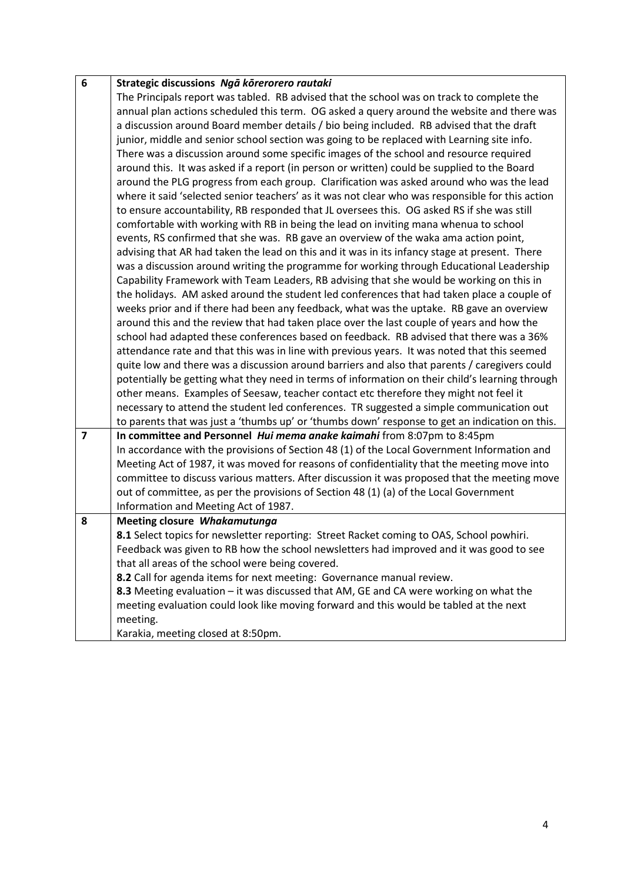| | |
|---|---|
| **6** | **Strategic discussions** ***Ngā kōrerorero rautaki***<br>The Principals report was tabled. RB advised that the school was on track to complete the annual plan actions scheduled this term. OG asked a query around the website and there was a discussion around Board member details / bio being included. RB advised that the draft junior, middle and senior school section was going to be replaced with Learning site info. There was a discussion around some specific images of the school and resource required around this. It was asked if a report (in person or written) could be supplied to the Board around the PLG progress from each group. Clarification was asked around who was the lead where it said 'selected senior teachers' as it was not clear who was responsible for this action to ensure accountability, RB responded that JL oversees this. OG asked RS if she was still comfortable with working with RB in being the lead on inviting mana whenua to school events, RS confirmed that she was. RB gave an overview of the waka ama action point, advising that AR had taken the lead on this and it was in its infancy stage at present. There was a discussion around writing the programme for working through Educational Leadership Capability Framework with Team Leaders, RB advising that she would be working on this in the holidays. AM asked around the student led conferences that had taken place a couple of weeks prior and if there had been any feedback, what was the uptake. RB gave an overview around this and the review that had taken place over the last couple of years and how the school had adapted these conferences based on feedback. RB advised that there was a 36% attendance rate and that this was in line with previous years. It was noted that this seemed quite low and there was a discussion around barriers and also that parents / caregivers could potentially be getting what they need in terms of information on their child's learning through other means. Examples of Seesaw, teacher contact etc therefore they might not feel it necessary to attend the student led conferences. TR suggested a simple communication out to parents that was just a 'thumbs up' or 'thumbs down' response to get an indication on this. |
| **7** | **In committee and Personnel** ***Hui mema anake kaimahi*** from 8:07pm to 8:45pm<br>In accordance with the provisions of Section 48 (1) of the Local Government Information and Meeting Act of 1987, it was moved for reasons of confidentiality that the meeting move into committee to discuss various matters. After discussion it was proposed that the meeting move out of committee, as per the provisions of Section 48 (1) (a) of the Local Government Information and Meeting Act of 1987. |
| **8** | **Meeting closure** ***Whakamutunga***<br>**8.1** Select topics for newsletter reporting: Street Racket coming to OAS, School powhiri. Feedback was given to RB how the school newsletters had improved and it was good to see that all areas of the school were being covered.<br>**8.2** Call for agenda items for next meeting: Governance manual review.<br>**8.3** Meeting evaluation – it was discussed that AM, GE and CA were working on what the meeting evaluation could look like moving forward and this would be tabled at the next meeting.<br>Karakia, meeting closed at 8:50pm. |